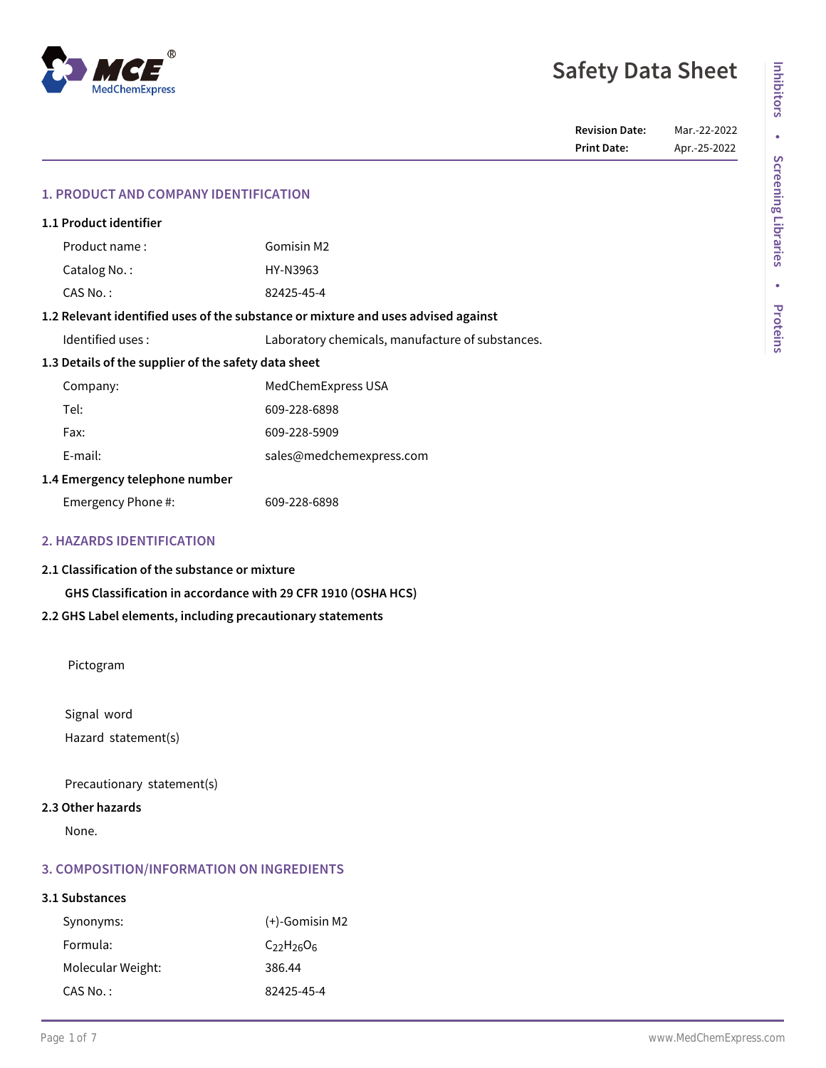# Safety Data Sheet

| | |
|---|---|
| **Revision Date:** | Mar.-22-2022 |
| **Print Date:** | Apr.-25-2022 |

## 1. PRODUCT AND COMPANY IDENTIFICATION

### 1.1 Product identifier

| | |
|---|---|
| Product name : | Gomisin M2 |
| Catalog No. : | HY-N3963 |
| CAS No. : | 82425-45-4 |

### 1.2 Relevant identified uses of the substance or mixture and uses advised against

| | |
|---|---|
| Identified uses : | Laboratory chemicals, manufacture of substances. |

### 1.3 Details of the supplier of the safety data sheet

| | |
|---|---|
| Company: | MedChemExpress USA |
| Tel: | 609-228-6898 |
| Fax: | 609-228-5909 |
| E-mail: | sales@medchemexpress.com |

### 1.4 Emergency telephone number

| | |
|---|---|
| Emergency Phone #: | 609-228-6898 |

## 2. HAZARDS IDENTIFICATION

### 2.1 Classification of the substance or mixture

**GHS Classification in accordance with 29 CFR 1910 (OSHA HCS)**

### 2.2 GHS Label elements, including precautionary statements

Pictogram

Signal word

Hazard statement(s)

Precautionary statement(s)

### 2.3 Other hazards

None.

## 3. COMPOSITION/INFORMATION ON INGREDIENTS

### 3.1 Substances

| | |
|---|---|
| Synonyms: | (+)-Gomisin M2 |
| Formula: | $C_{22}H_{26}O_6$ |
| Molecular Weight: | 386.44 |
| CAS No. : | 82425-45-4 |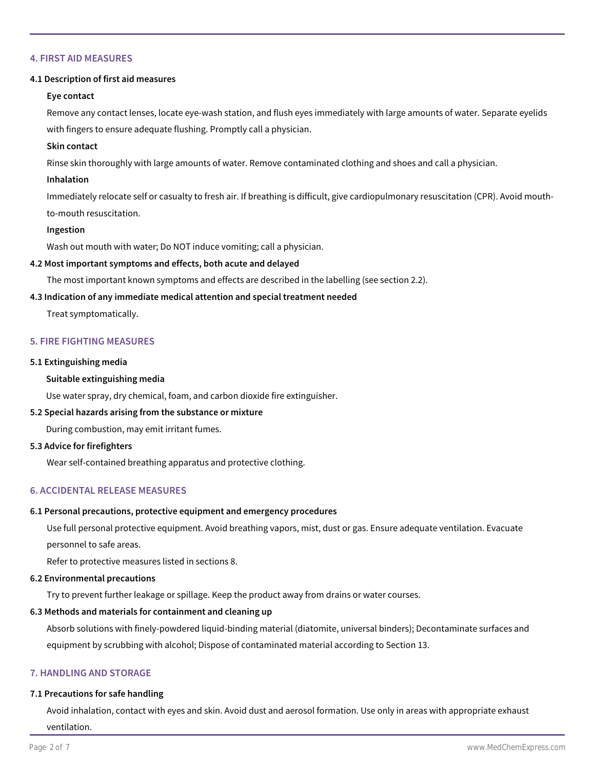## 4. FIRST AID MEASURES

### 4.1 Description of first aid measures

**Eye contact**

Remove any contact lenses, locate eye-wash station, and flush eyes immediately with large amounts of water. Separate eyelids with fingers to ensure adequate flushing. Promptly call a physician.

**Skin contact**

Rinse skin thoroughly with large amounts of water. Remove contaminated clothing and shoes and call a physician.

**Inhalation**

Immediately relocate self or casualty to fresh air. If breathing is difficult, give cardiopulmonary resuscitation (CPR). Avoid mouth-to-mouth resuscitation.

**Ingestion**

Wash out mouth with water; Do NOT induce vomiting; call a physician.

### 4.2 Most important symptoms and effects, both acute and delayed

The most important known symptoms and effects are described in the labelling (see section 2.2).

### 4.3 Indication of any immediate medical attention and special treatment needed

Treat symptomatically.

## 5. FIRE FIGHTING MEASURES

### 5.1 Extinguishing media

**Suitable extinguishing media**

Use water spray, dry chemical, foam, and carbon dioxide fire extinguisher.

### 5.2 Special hazards arising from the substance or mixture

During combustion, may emit irritant fumes.

### 5.3 Advice for firefighters

Wear self-contained breathing apparatus and protective clothing.

## 6. ACCIDENTAL RELEASE MEASURES

### 6.1 Personal precautions, protective equipment and emergency procedures

Use full personal protective equipment. Avoid breathing vapors, mist, dust or gas. Ensure adequate ventilation. Evacuate personnel to safe areas.

Refer to protective measures listed in sections 8.

### 6.2 Environmental precautions

Try to prevent further leakage or spillage. Keep the product away from drains or water courses.

### 6.3 Methods and materials for containment and cleaning up

Absorb solutions with finely-powdered liquid-binding material (diatomite, universal binders); Decontaminate surfaces and equipment by scrubbing with alcohol; Dispose of contaminated material according to Section 13.

## 7. HANDLING AND STORAGE

### 7.1 Precautions for safe handling

Avoid inhalation, contact with eyes and skin. Avoid dust and aerosol formation. Use only in areas with appropriate exhaust ventilation.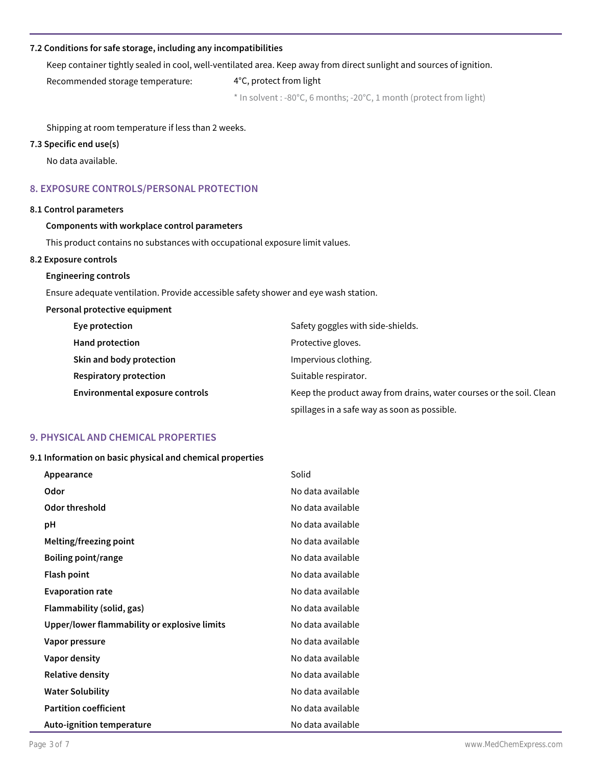### 7.2 Conditions for safe storage, including any incompatibilities

Keep container tightly sealed in cool, well-ventilated area. Keep away from direct sunlight and sources of ignition.

| | |
|---|---|
| Recommended storage temperature: | 4°C, protect from light |
| | * In solvent : -80°C, 6 months; -20°C, 1 month (protect from light) |

Shipping at room temperature if less than 2 weeks.

### 7.3 Specific end use(s)

No data available.

## 8. EXPOSURE CONTROLS/PERSONAL PROTECTION

### 8.1 Control parameters

**Components with workplace control parameters**

This product contains no substances with occupational exposure limit values.

### 8.2 Exposure controls

**Engineering controls**

Ensure adequate ventilation. Provide accessible safety shower and eye wash station.

**Personal protective equipment**

| | |
|---|---|
| **Eye protection** | Safety goggles with side-shields. |
| **Hand protection** | Protective gloves. |
| **Skin and body protection** | Impervious clothing. |
| **Respiratory protection** | Suitable respirator. |
| **Environmental exposure controls** | Keep the product away from drains, water courses or the soil. Clean spillages in a safe way as soon as possible. |

## 9. PHYSICAL AND CHEMICAL PROPERTIES

### 9.1 Information on basic physical and chemical properties

| | |
|---|---|
| **Appearance** | Solid |
| **Odor** | No data available |
| **Odor threshold** | No data available |
| **pH** | No data available |
| **Melting/freezing point** | No data available |
| **Boiling point/range** | No data available |
| **Flash point** | No data available |
| **Evaporation rate** | No data available |
| **Flammability (solid, gas)** | No data available |
| **Upper/lower flammability or explosive limits** | No data available |
| **Vapor pressure** | No data available |
| **Vapor density** | No data available |
| **Relative density** | No data available |
| **Water Solubility** | No data available |
| **Partition coefficient** | No data available |
| **Auto-ignition temperature** | No data available |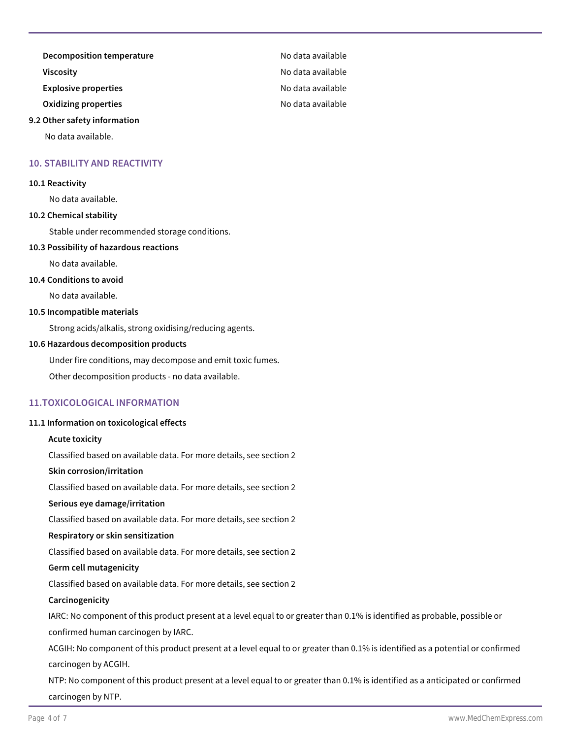| | |
|---|---|
| **Decomposition temperature** | No data available |
| **Viscosity** | No data available |
| **Explosive properties** | No data available |
| **Oxidizing properties** | No data available |

**9.2 Other safety information**

No data available.

## 10. STABILITY AND REACTIVITY

**10.1 Reactivity**

No data available.

**10.2 Chemical stability**

Stable under recommended storage conditions.

**10.3 Possibility of hazardous reactions**

No data available.

**10.4 Conditions to avoid**

No data available.

**10.5 Incompatible materials**

Strong acids/alkalis, strong oxidising/reducing agents.

**10.6 Hazardous decomposition products**

Under fire conditions, may decompose and emit toxic fumes.

Other decomposition products - no data available.

## 11.TOXICOLOGICAL INFORMATION

**11.1 Information on toxicological effects**

**Acute toxicity**

Classified based on available data. For more details, see section 2

**Skin corrosion/irritation**

Classified based on available data. For more details, see section 2

**Serious eye damage/irritation**

Classified based on available data. For more details, see section 2

**Respiratory or skin sensitization**

Classified based on available data. For more details, see section 2

**Germ cell mutagenicity**

Classified based on available data. For more details, see section 2

**Carcinogenicity**

IARC: No component of this product present at a level equal to or greater than 0.1% is identified as probable, possible or confirmed human carcinogen by IARC.

ACGIH: No component of this product present at a level equal to or greater than 0.1% is identified as a potential or confirmed carcinogen by ACGIH.

NTP: No component of this product present at a level equal to or greater than 0.1% is identified as a anticipated or confirmed carcinogen by NTP.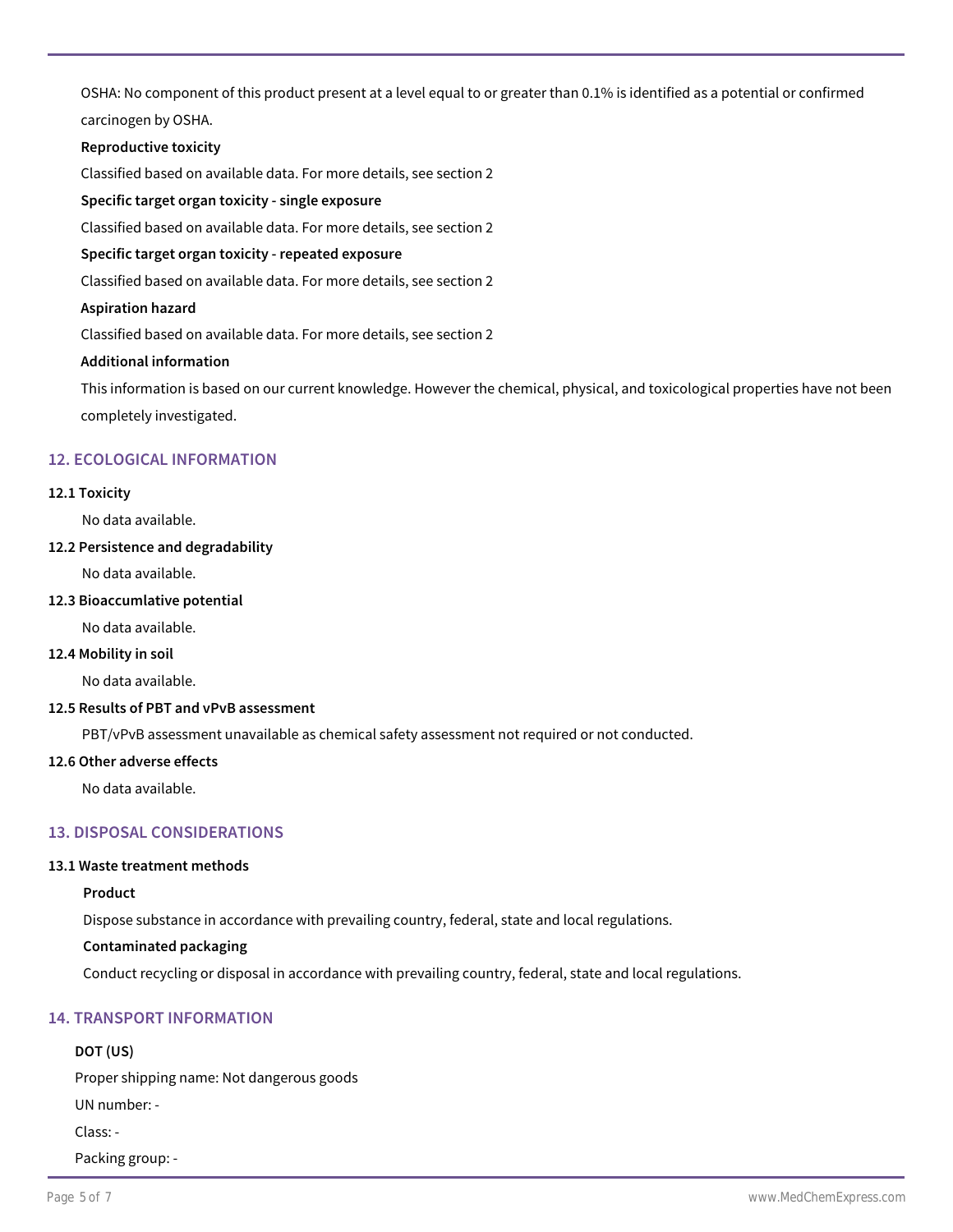OSHA: No component of this product present at a level equal to or greater than 0.1% is identified as a potential or confirmed carcinogen by OSHA.

**Reproductive toxicity**

Classified based on available data. For more details, see section 2

**Specific target organ toxicity - single exposure**

Classified based on available data. For more details, see section 2

**Specific target organ toxicity - repeated exposure**

Classified based on available data. For more details, see section 2

**Aspiration hazard**

Classified based on available data. For more details, see section 2

**Additional information**

This information is based on our current knowledge. However the chemical, physical, and toxicological properties have not been completely investigated.

## 12. ECOLOGICAL INFORMATION

**12.1 Toxicity**

No data available.

**12.2 Persistence and degradability**

No data available.

**12.3 Bioaccumlative potential**

No data available.

**12.4 Mobility in soil**

No data available.

**12.5 Results of PBT and vPvB assessment**

PBT/vPvB assessment unavailable as chemical safety assessment not required or not conducted.

**12.6 Other adverse effects**

No data available.

## 13. DISPOSAL CONSIDERATIONS

**13.1 Waste treatment methods**

**Product**

Dispose substance in accordance with prevailing country, federal, state and local regulations.

**Contaminated packaging**

Conduct recycling or disposal in accordance with prevailing country, federal, state and local regulations.

## 14. TRANSPORT INFORMATION

**DOT (US)**

Proper shipping name: Not dangerous goods

UN number: -

Class: -

Packing group: -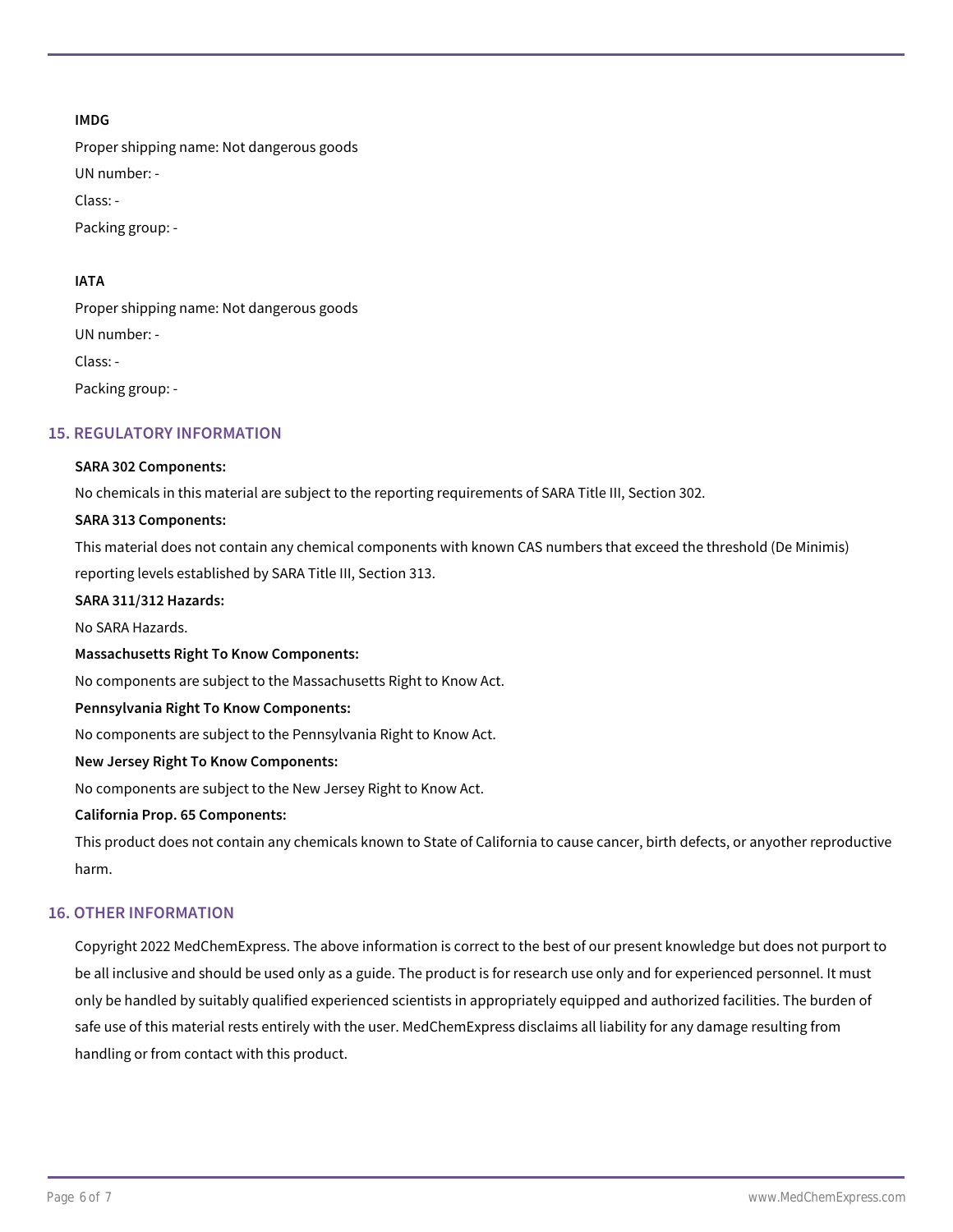**IMDG**

Proper shipping name: Not dangerous goods

UN number: -

Class: -

Packing group: -

**IATA**

Proper shipping name: Not dangerous goods

UN number: -

Class: -

Packing group: -

## 15. REGULATORY INFORMATION

**SARA 302 Components:**

No chemicals in this material are subject to the reporting requirements of SARA Title III, Section 302.

**SARA 313 Components:**

This material does not contain any chemical components with known CAS numbers that exceed the threshold (De Minimis) reporting levels established by SARA Title III, Section 313.

**SARA 311/312 Hazards:**

No SARA Hazards.

**Massachusetts Right To Know Components:**

No components are subject to the Massachusetts Right to Know Act.

**Pennsylvania Right To Know Components:**

No components are subject to the Pennsylvania Right to Know Act.

**New Jersey Right To Know Components:**

No components are subject to the New Jersey Right to Know Act.

**California Prop. 65 Components:**

This product does not contain any chemicals known to State of California to cause cancer, birth defects, or anyother reproductive harm.

## 16. OTHER INFORMATION

Copyright 2022 MedChemExpress. The above information is correct to the best of our present knowledge but does not purport to be all inclusive and should be used only as a guide. The product is for research use only and for experienced personnel. It must only be handled by suitably qualified experienced scientists in appropriately equipped and authorized facilities. The burden of safe use of this material rests entirely with the user. MedChemExpress disclaims all liability for any damage resulting from handling or from contact with this product.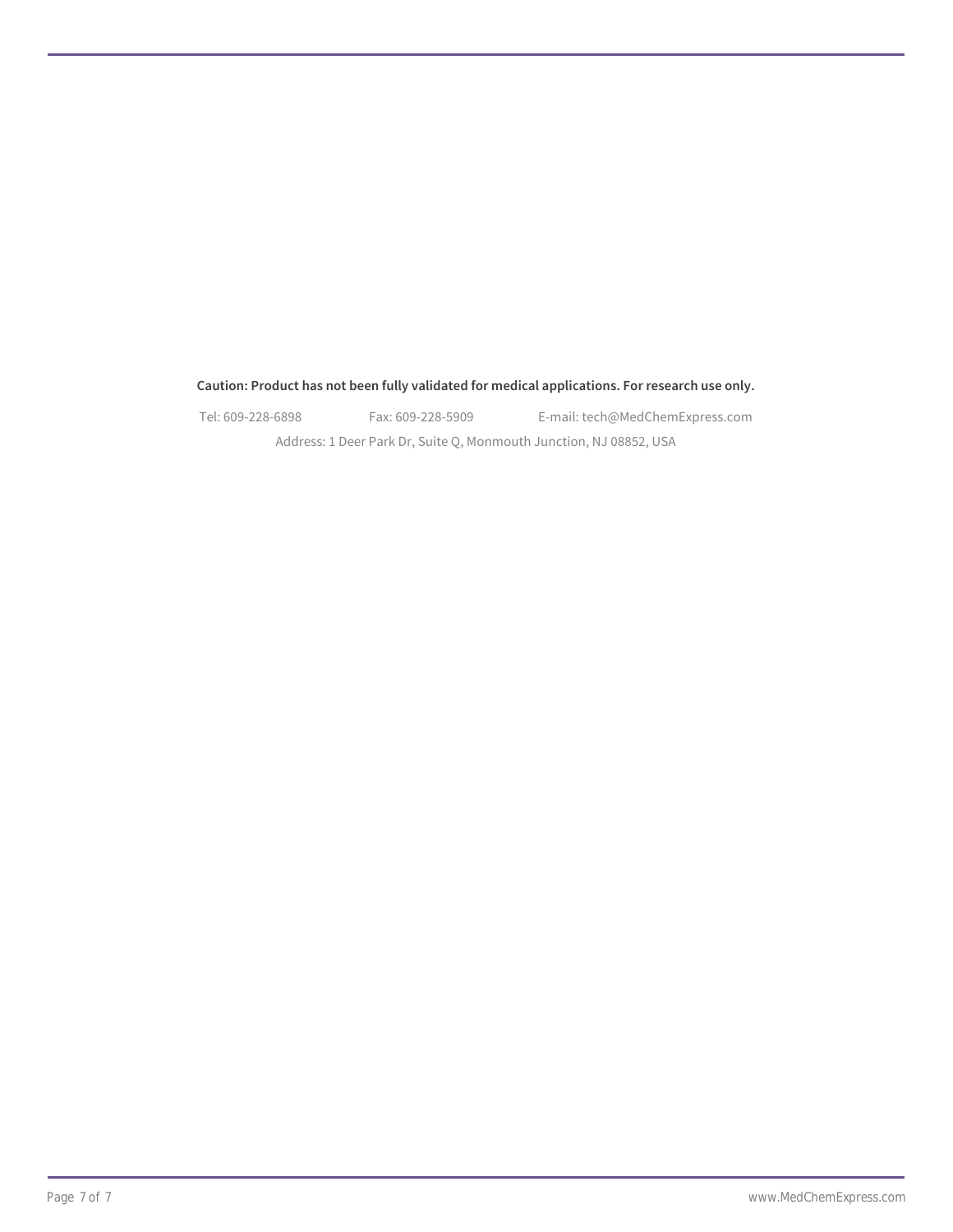**Caution: Product has not been fully validated for medical applications. For research use only.**

Tel: 609-228-6898 Fax: 609-228-5909 E-mail: tech@MedChemExpress.com

Address: 1 Deer Park Dr, Suite Q, Monmouth Junction, NJ 08852, USA